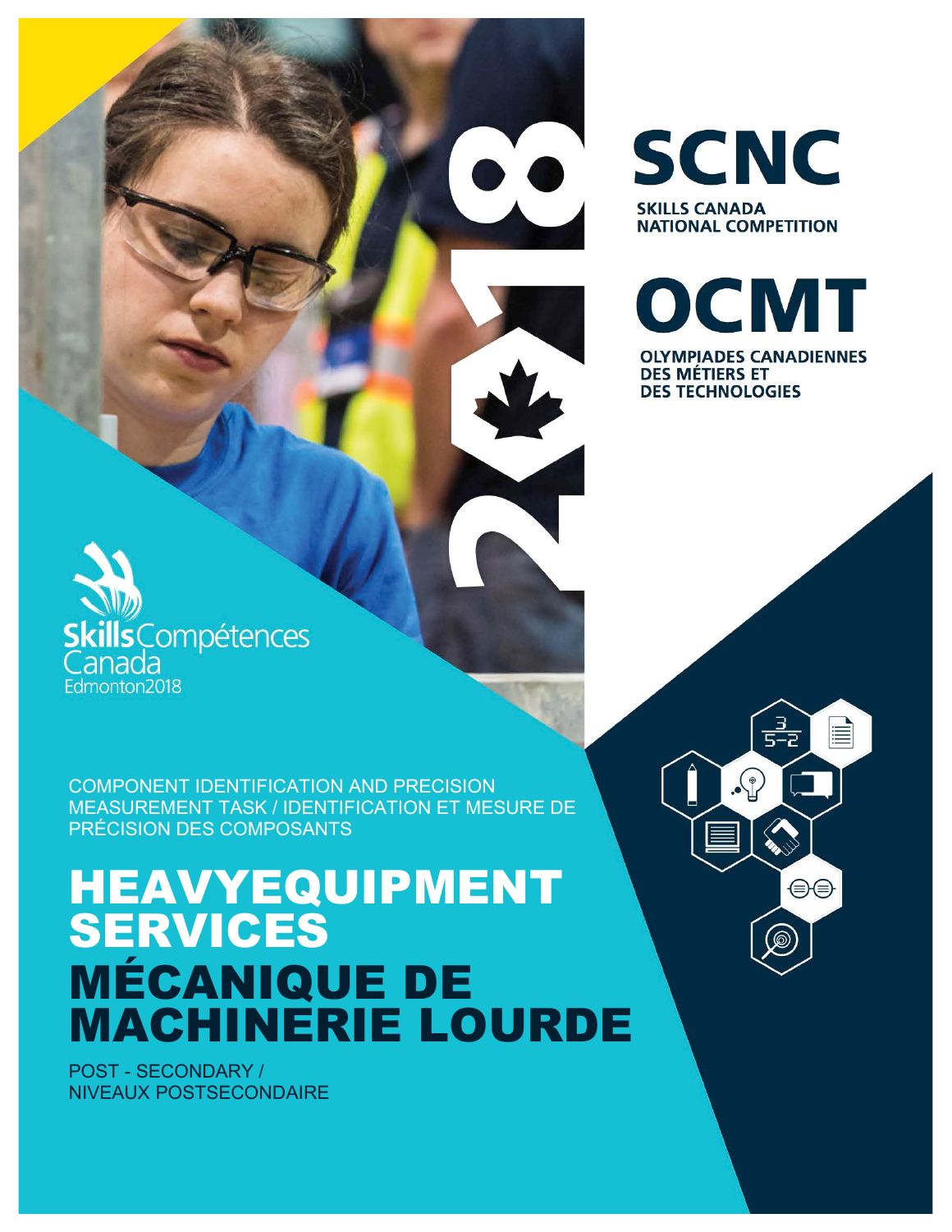# SCNC

**SKILLS CANADA NATIONAL COMPETITION**

# OCMT

**OLYMPIADES CANADIENNES DES MÉTIERS ET DES TECHNOLOGIES**

2018

Skills Compétences Canada
Edmonton2018

COMPONENT IDENTIFICATION AND PRECISION MEASUREMENT TASK / IDENTIFICATION ET MESURE DE PRÉCISION DES COMPOSANTS

# HEAVYEQUIPMENT SERVICES

# MÉCANIQUE DE MACHINERIE LOURDE

POST - SECONDARY / NIVEAUX POSTSECONDAIRE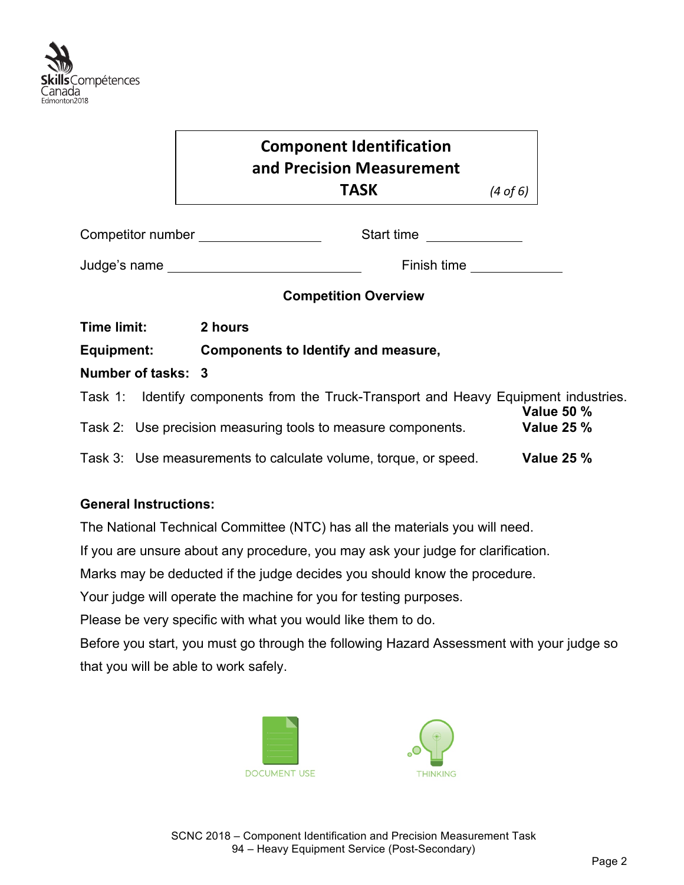# Component Identification and Precision Measurement TASK

*(4 of 6)*

Competitor number \_\_\_\_\_\_\_\_\_\_\_\_\_\_\_\_ Start time \_\_\_\_\_\_\_\_\_\_\_\_

Judge's name \_\_\_\_\_\_\_\_\_\_\_\_\_\_\_\_\_\_\_\_\_\_\_\_ Finish time \_\_\_\_\_\_\_\_\_\_\_\_

**Competition Overview**

**Time limit:** **2 hours**

**Equipment:** **Components to Identify and measure,**

**Number of tasks: 3**

Task 1: Identify components from the Truck-Transport and Heavy Equipment industries. **Value 50 %**

Task 2: Use precision measuring tools to measure components. **Value 25 %**

Task 3: Use measurements to calculate volume, torque, or speed. **Value 25 %**

**General Instructions:**

The National Technical Committee (NTC) has all the materials you will need.

If you are unsure about any procedure, you may ask your judge for clarification.

Marks may be deducted if the judge decides you should know the procedure.

Your judge will operate the machine for you for testing purposes.

Please be very specific with what you would like them to do.

Before you start, you must go through the following Hazard Assessment with your judge so that you will be able to work safely.

DOCUMENT USE

THINKING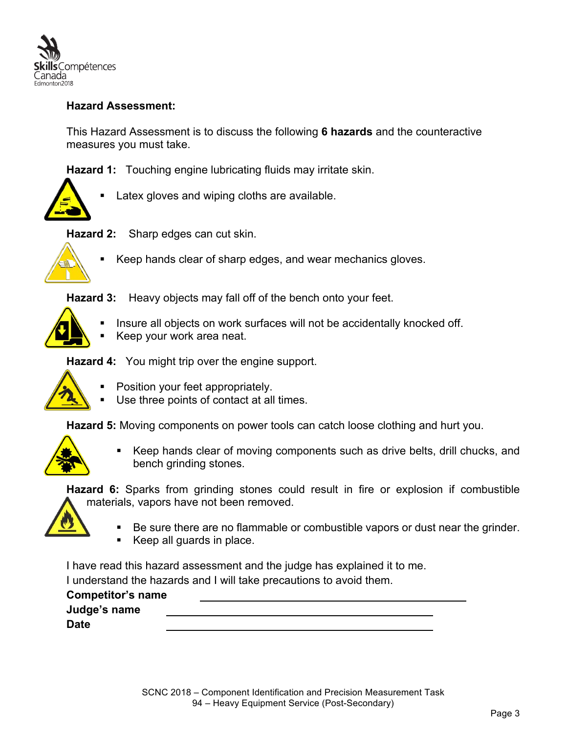**Hazard Assessment:**

This Hazard Assessment is to discuss the following **6 hazards** and the counteractive measures you must take.

**Hazard 1:** Touching engine lubricating fluids may irritate skin.

- Latex gloves and wiping cloths are available.

**Hazard 2:** Sharp edges can cut skin.

- Keep hands clear of sharp edges, and wear mechanics gloves.

**Hazard 3:** Heavy objects may fall off of the bench onto your feet.

- Insure all objects on work surfaces will not be accidentally knocked off.
- Keep your work area neat.

**Hazard 4:** You might trip over the engine support.

- Position your feet appropriately.
- Use three points of contact at all times.

**Hazard 5:** Moving components on power tools can catch loose clothing and hurt you.

- Keep hands clear of moving components such as drive belts, drill chucks, and bench grinding stones.

**Hazard 6:** Sparks from grinding stones could result in fire or explosion if combustible materials, vapors have not been removed.

- Be sure there are no flammable or combustible vapors or dust near the grinder.
- Keep all guards in place.

I have read this hazard assessment and the judge has explained it to me.
I understand the hazards and I will take precautions to avoid them.

**Competitor's name** ______________________________

**Judge's name** ______________________________

**Date** ______________________________

SCNC 2018 – Component Identification and Precision Measurement Task
94 – Heavy Equipment Service (Post-Secondary)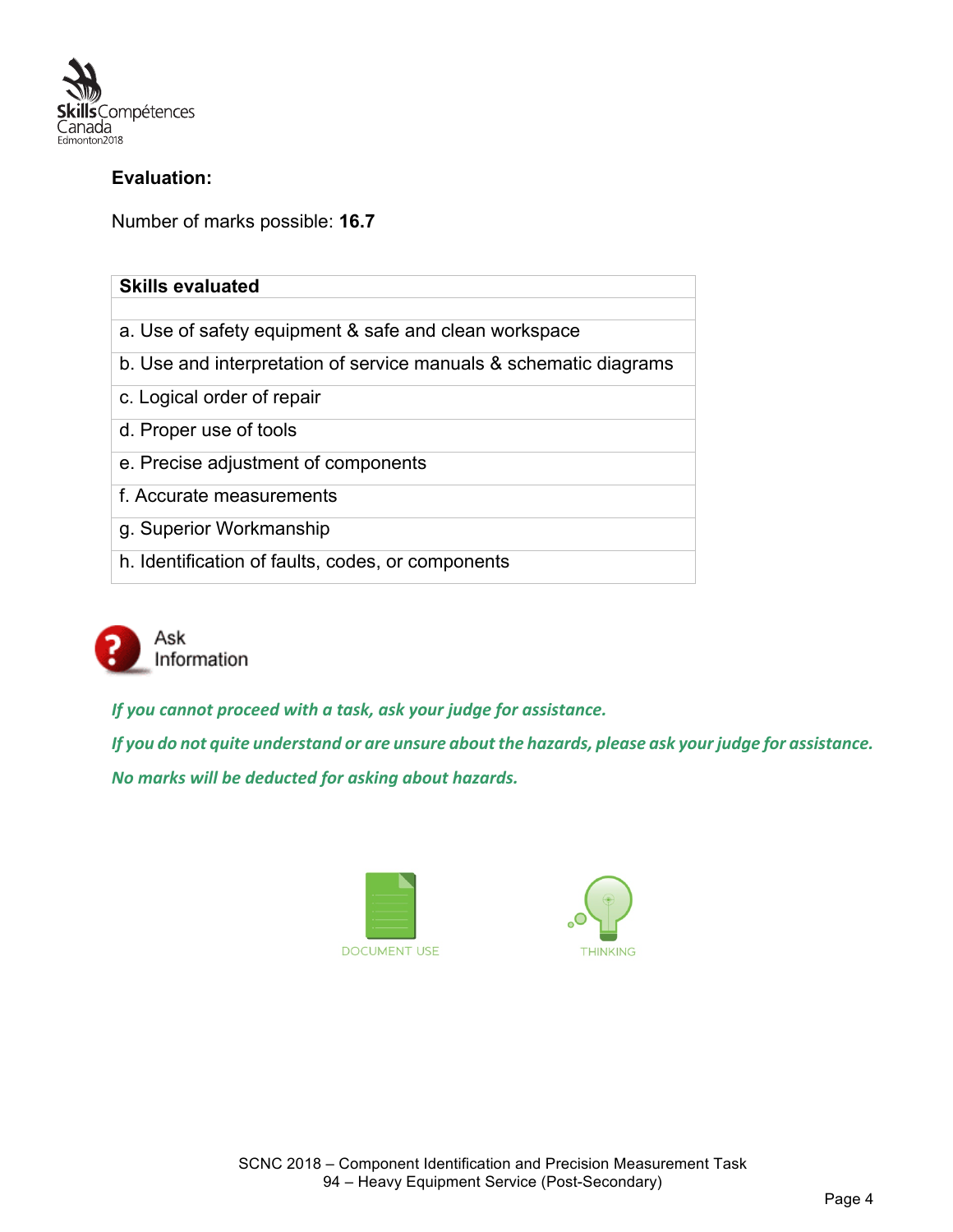**Evaluation:**

Number of marks possible: **16.7**

| Skills evaluated |
|---|
| |
| a. Use of safety equipment & safe and clean workspace |
| b. Use and interpretation of service manuals & schematic diagrams |
| c. Logical order of repair |
| d. Proper use of tools |
| e. Precise adjustment of components |
| f. Accurate measurements |
| g. Superior Workmanship |
| h. Identification of faults, codes, or components |

Ask Information

***If you cannot proceed with a task, ask your judge for assistance.***

***If you do not quite understand or are unsure about the hazards, please ask your judge for assistance.***

***No marks will be deducted for asking about hazards.***

DOCUMENT USE

THINKING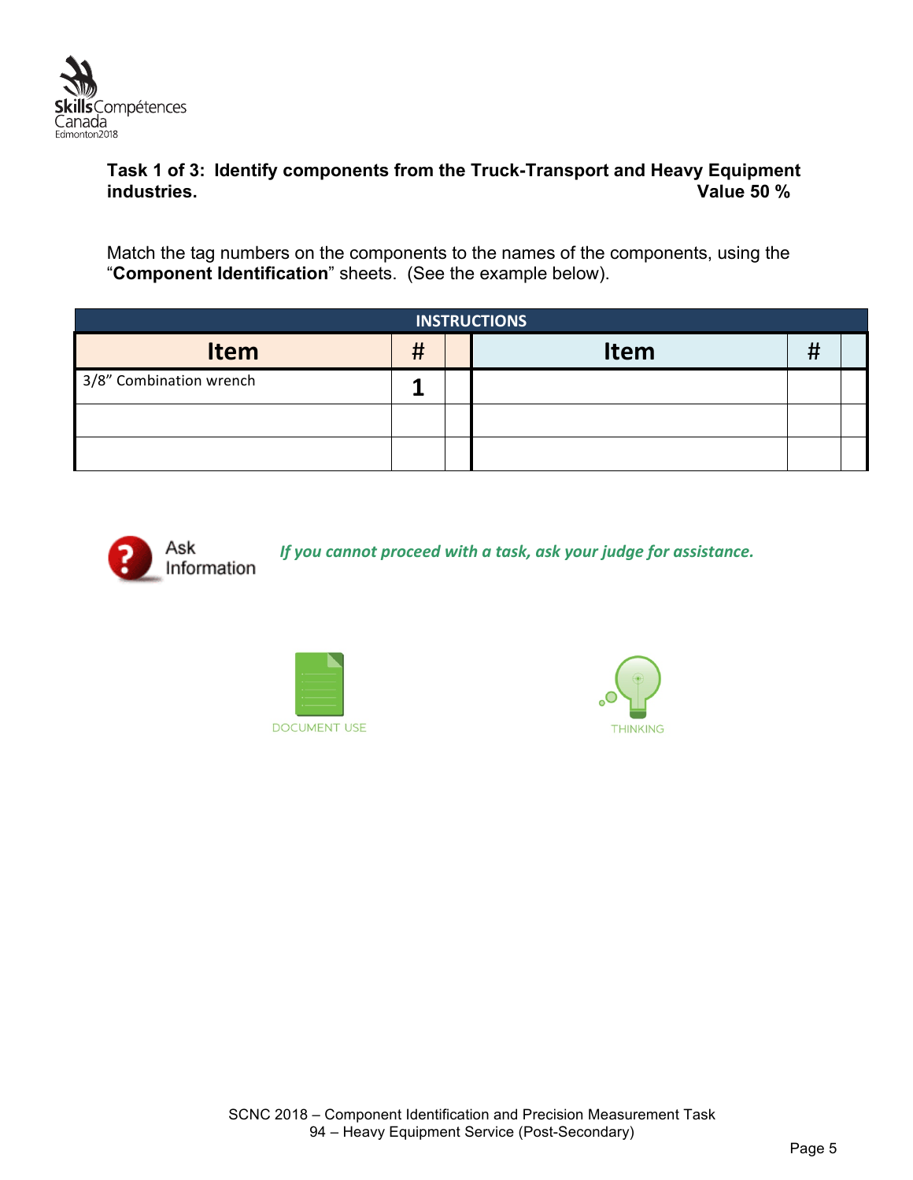**Task 1 of 3: Identify components from the Truck-Transport and Heavy Equipment industries.** **Value 50 %**

Match the tag numbers on the components to the names of the components, using the “**Component Identification**” sheets. (See the example below).

| INSTRUCTIONS | | | | | |
|---|---|---|---|---|---|
| **Item** | **#** | | **Item** | **#** | |
| 3/8” Combination wrench | **1** | | | | |
| | | | | | |
| | | | | | |

Ask Information — *If you cannot proceed with a task, ask your judge for assistance.*

DOCUMENT USE

THINKING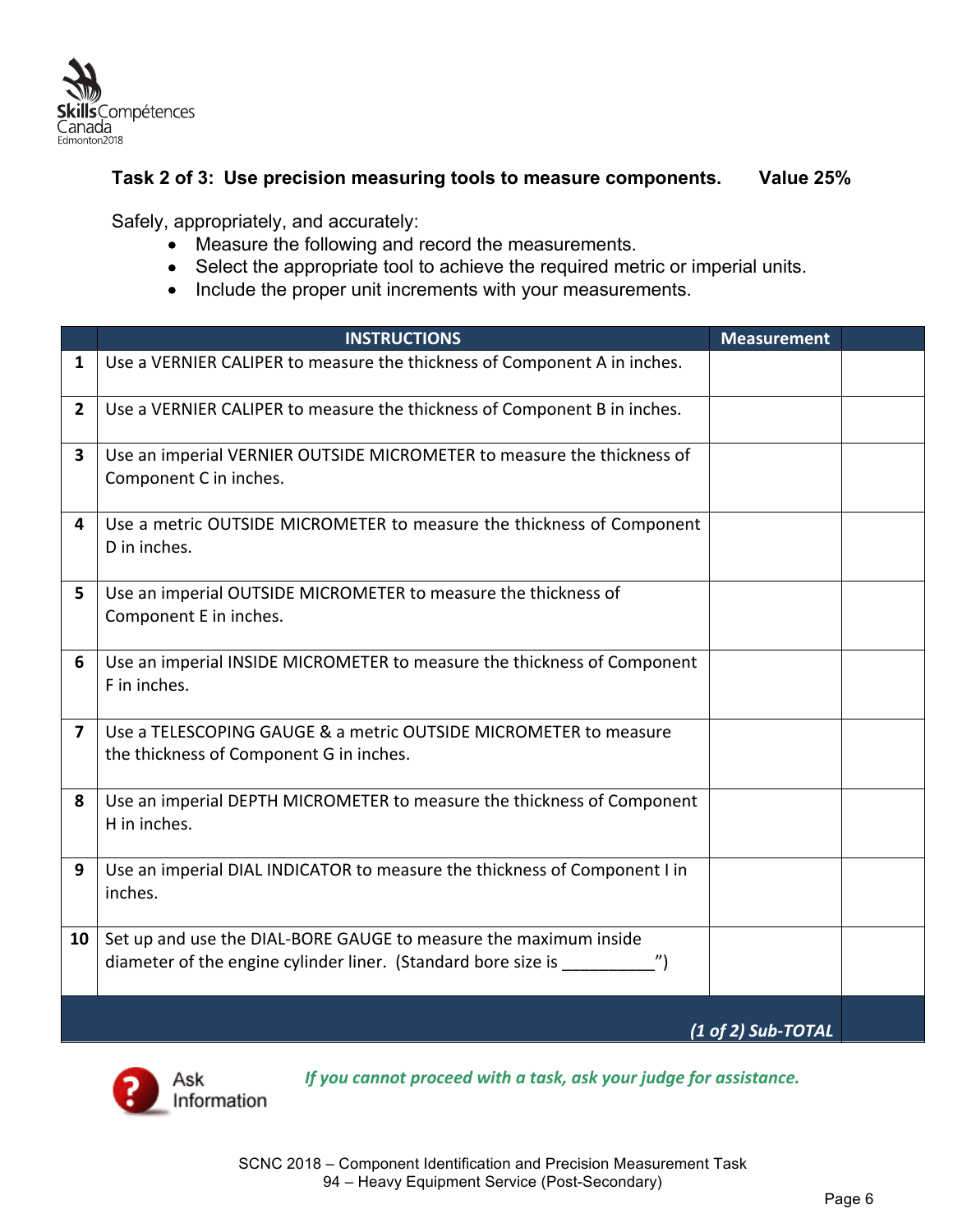**Task 2 of 3: Use precision measuring tools to measure components. Value 25%**

Safely, appropriately, and accurately:

- Measure the following and record the measurements.
- Select the appropriate tool to achieve the required metric or imperial units.
- Include the proper unit increments with your measurements.

| | INSTRUCTIONS | Measurement | |
|---|---|---|---|
| 1 | Use a VERNIER CALIPER to measure the thickness of Component A in inches. | | |
| 2 | Use a VERNIER CALIPER to measure the thickness of Component B in inches. | | |
| 3 | Use an imperial VERNIER OUTSIDE MICROMETER to measure the thickness of Component C in inches. | | |
| 4 | Use a metric OUTSIDE MICROMETER to measure the thickness of Component D in inches. | | |
| 5 | Use an imperial OUTSIDE MICROMETER to measure the thickness of Component E in inches. | | |
| 6 | Use an imperial INSIDE MICROMETER to measure the thickness of Component F in inches. | | |
| 7 | Use a TELESCOPING GAUGE & a metric OUTSIDE MICROMETER to measure the thickness of Component G in inches. | | |
| 8 | Use an imperial DEPTH MICROMETER to measure the thickness of Component H in inches. | | |
| 9 | Use an imperial DIAL INDICATOR to measure the thickness of Component I in inches. | | |
| 10 | Set up and use the DIAL-BORE GAUGE to measure the maximum inside diameter of the engine cylinder liner. (Standard bore size is __________”) | | |
| | | *(1 of 2) Sub-TOTAL* | |

Ask Information — *If you cannot proceed with a task, ask your judge for assistance.*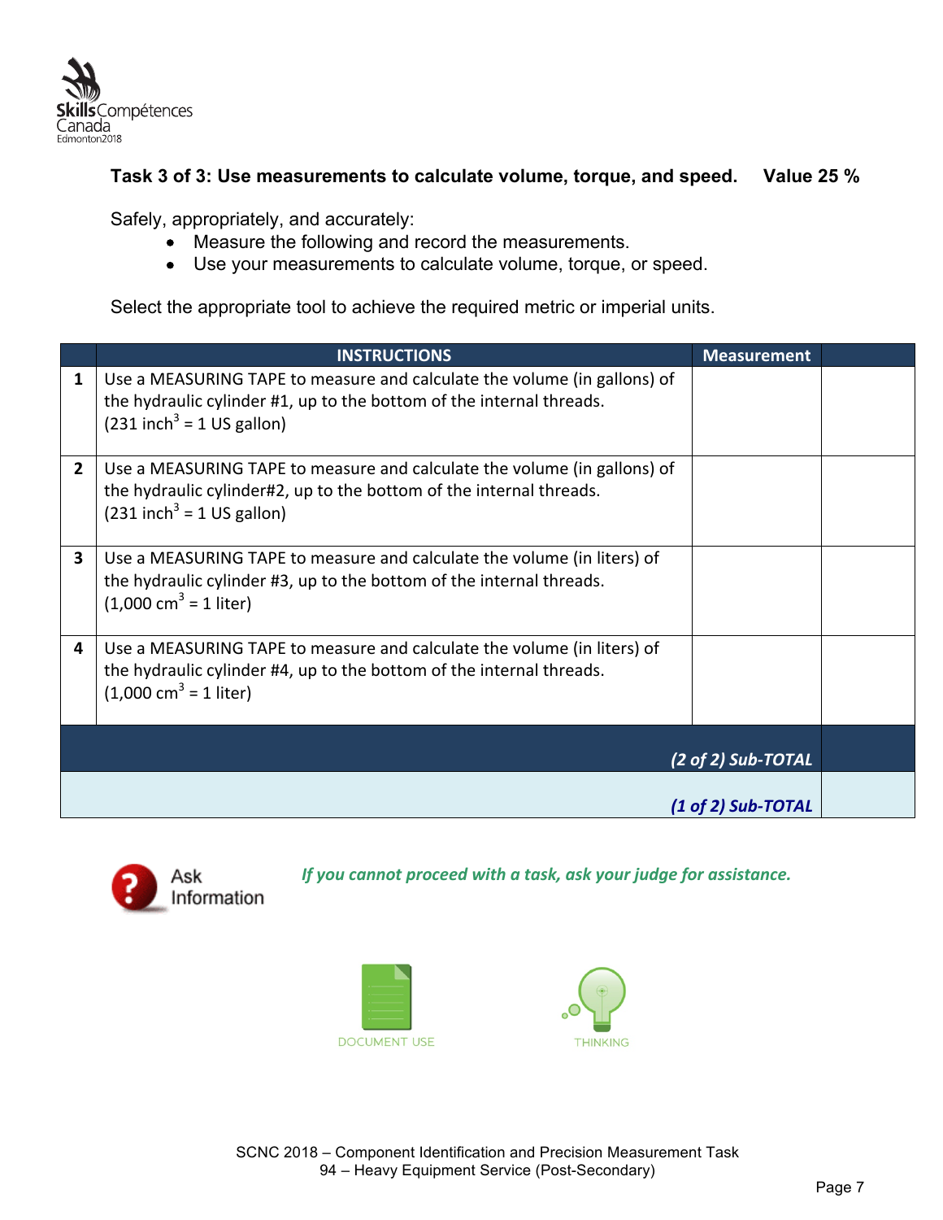**Task 3 of 3: Use measurements to calculate volume, torque, and speed.    Value 25 %**

Safely, appropriately, and accurately:

- Measure the following and record the measurements.
- Use your measurements to calculate volume, torque, or speed.

Select the appropriate tool to achieve the required metric or imperial units.

| | INSTRUCTIONS | Measurement | |
|---|---|---|---|
| 1 | Use a MEASURING TAPE to measure and calculate the volume (in gallons) of the hydraulic cylinder #1, up to the bottom of the internal threads. ($231\ inch^3$ = 1 US gallon) | | |
| 2 | Use a MEASURING TAPE to measure and calculate the volume (in gallons) of the hydraulic cylinder#2, up to the bottom of the internal threads. ($231\ inch^3$ = 1 US gallon) | | |
| 3 | Use a MEASURING TAPE to measure and calculate the volume (in liters) of the hydraulic cylinder #3, up to the bottom of the internal threads. ($1{,}000\ cm^3$ = 1 liter) | | |
| 4 | Use a MEASURING TAPE to measure and calculate the volume (in liters) of the hydraulic cylinder #4, up to the bottom of the internal threads. ($1{,}000\ cm^3$ = 1 liter) | | |
| | | ***(2 of 2) Sub-TOTAL*** | |
| | | ***(1 of 2) Sub-TOTAL*** | |

Ask Information

*If you cannot proceed with a task, ask your judge for assistance.*

DOCUMENT USE    THINKING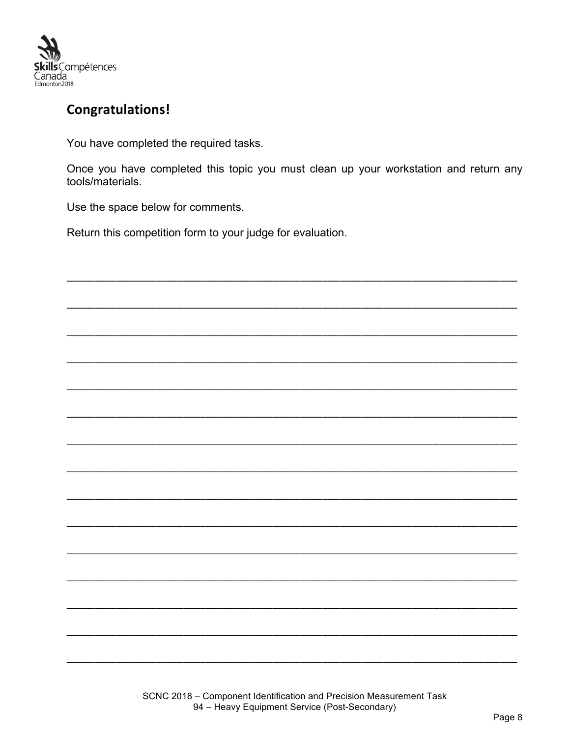## Congratulations!

You have completed the required tasks.

Once you have completed this topic you must clean up your workstation and return any tools/materials.

Use the space below for comments.

Return this competition form to your judge for evaluation.

_______________________________________________________________________________

_______________________________________________________________________________

_______________________________________________________________________________

_______________________________________________________________________________

_______________________________________________________________________________

_______________________________________________________________________________

_______________________________________________________________________________

_______________________________________________________________________________

_______________________________________________________________________________

_______________________________________________________________________________

_______________________________________________________________________________

_______________________________________________________________________________

_______________________________________________________________________________

_______________________________________________________________________________

_______________________________________________________________________________